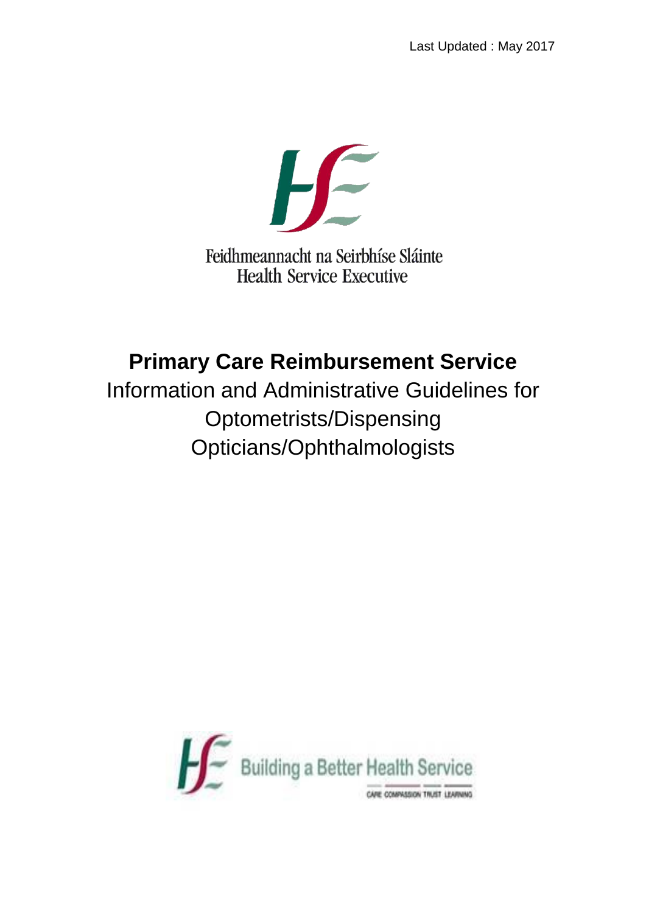Last Updated : May 2017

Feidhmeannacht na Seirbhíse Sláinte
Health Service Executive

# Primary Care Reimbursement Service

## Information and Administrative Guidelines for Optometrists/Dispensing Opticians/Ophthalmologists

Building a Better Health Service

CARE COMPASSION TRUST LEARNING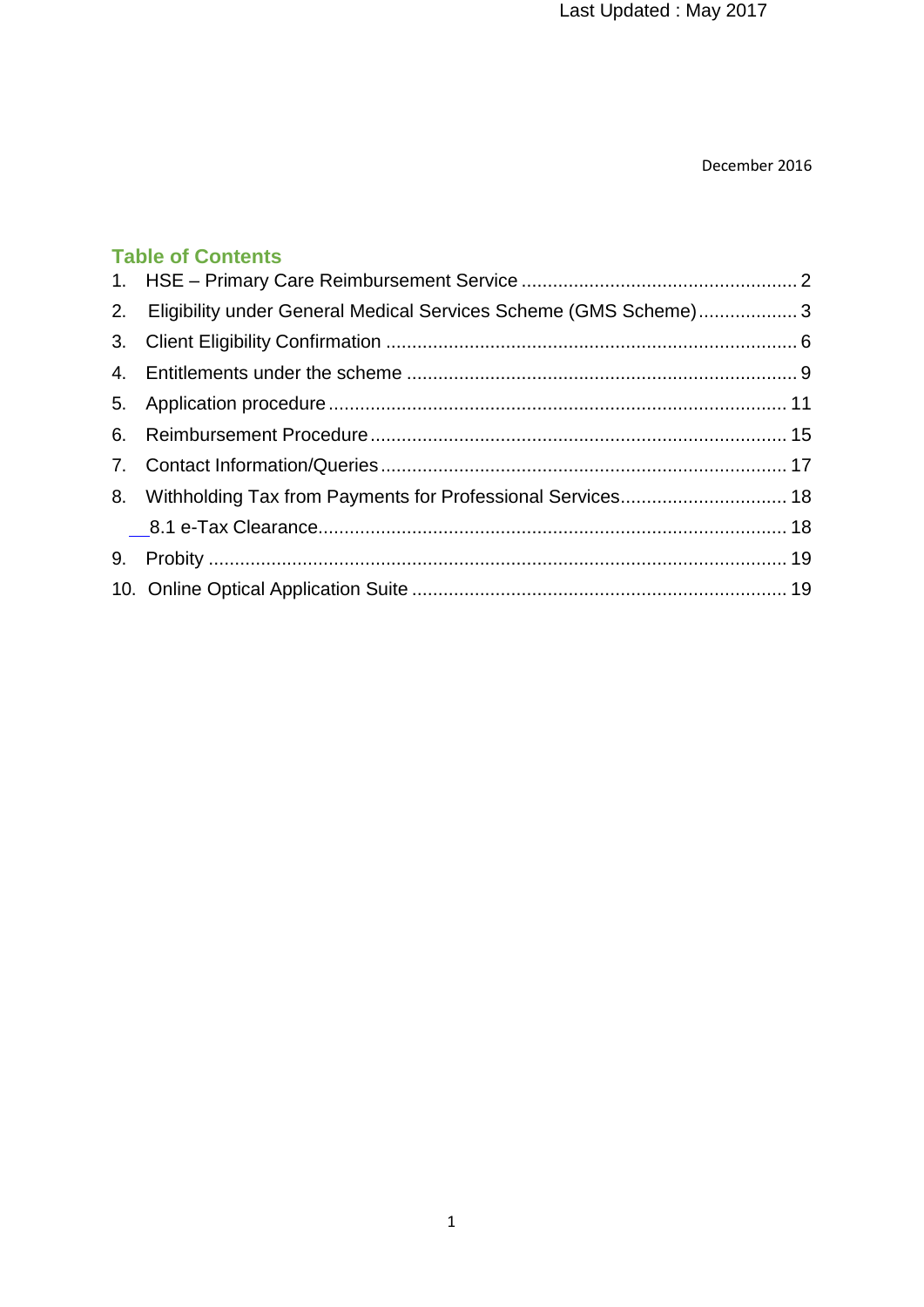Last Updated : May 2017

December 2016

## Table of Contents

1. HSE – Primary Care Reimbursement Service ..................................................... 2
2. Eligibility under General Medical Services Scheme (GMS Scheme)................... 3
3. Client Eligibility Confirmation ............................................................................... 6
4. Entitlements under the scheme ........................................................................... 9
5. Application procedure ....................................................................................... 11
6. Reimbursement Procedure ................................................................................ 15
7. Contact Information/Queries ............................................................................. 17
8. Withholding Tax from Payments for Professional Services................................ 18
   - 8.1 e-Tax Clearance.......................................................................................... 18
9. Probity .............................................................................................................. 19
10. Online Optical Application Suite ........................................................................ 19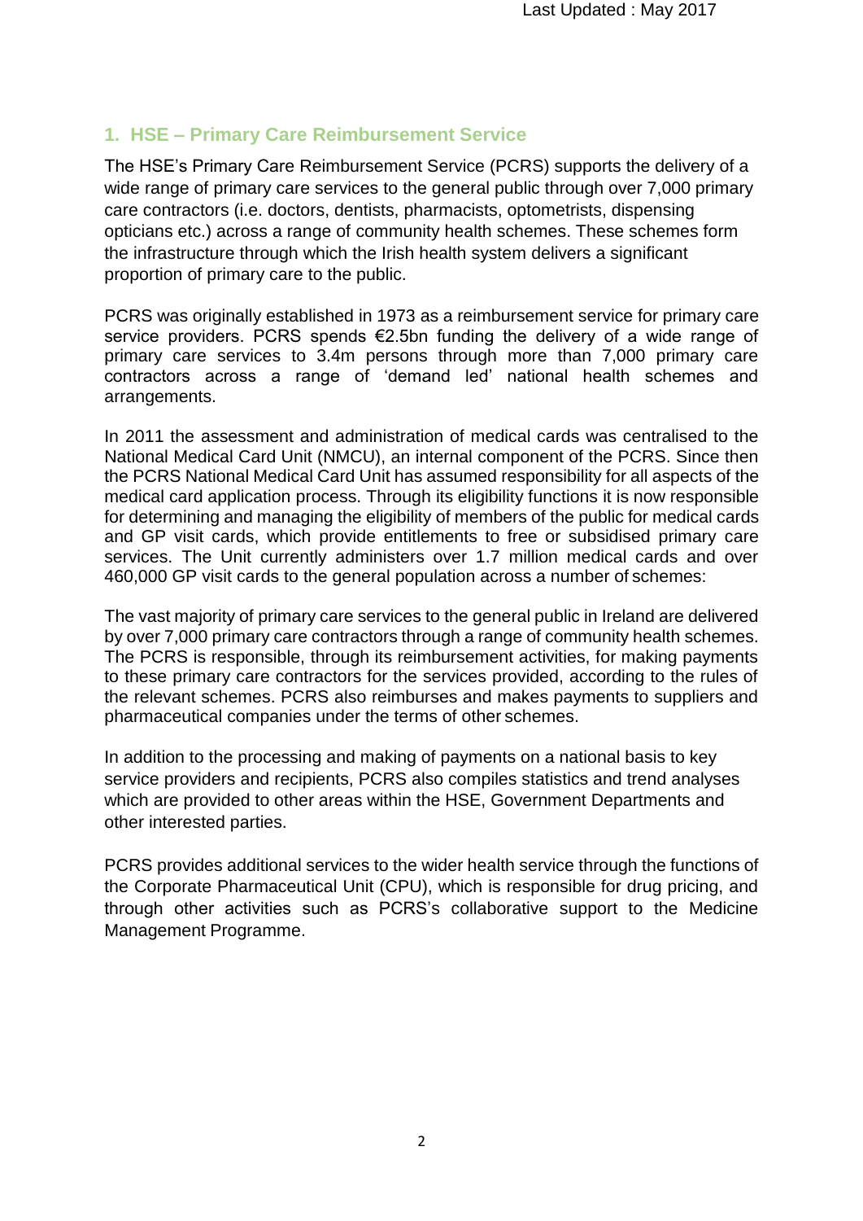## 1. HSE – Primary Care Reimbursement Service

The HSE's Primary Care Reimbursement Service (PCRS) supports the delivery of a wide range of primary care services to the general public through over 7,000 primary care contractors (i.e. doctors, dentists, pharmacists, optometrists, dispensing opticians etc.) across a range of community health schemes. These schemes form the infrastructure through which the Irish health system delivers a significant proportion of primary care to the public.

PCRS was originally established in 1973 as a reimbursement service for primary care service providers. PCRS spends €2.5bn funding the delivery of a wide range of primary care services to 3.4m persons through more than 7,000 primary care contractors across a range of 'demand led' national health schemes and arrangements.

In 2011 the assessment and administration of medical cards was centralised to the National Medical Card Unit (NMCU), an internal component of the PCRS. Since then the PCRS National Medical Card Unit has assumed responsibility for all aspects of the medical card application process. Through its eligibility functions it is now responsible for determining and managing the eligibility of members of the public for medical cards and GP visit cards, which provide entitlements to free or subsidised primary care services. The Unit currently administers over 1.7 million medical cards and over 460,000 GP visit cards to the general population across a number of schemes:

The vast majority of primary care services to the general public in Ireland are delivered by over 7,000 primary care contractors through a range of community health schemes. The PCRS is responsible, through its reimbursement activities, for making payments to these primary care contractors for the services provided, according to the rules of the relevant schemes. PCRS also reimburses and makes payments to suppliers and pharmaceutical companies under the terms of other schemes.

In addition to the processing and making of payments on a national basis to key service providers and recipients, PCRS also compiles statistics and trend analyses which are provided to other areas within the HSE, Government Departments and other interested parties.

PCRS provides additional services to the wider health service through the functions of the Corporate Pharmaceutical Unit (CPU), which is responsible for drug pricing, and through other activities such as PCRS's collaborative support to the Medicine Management Programme.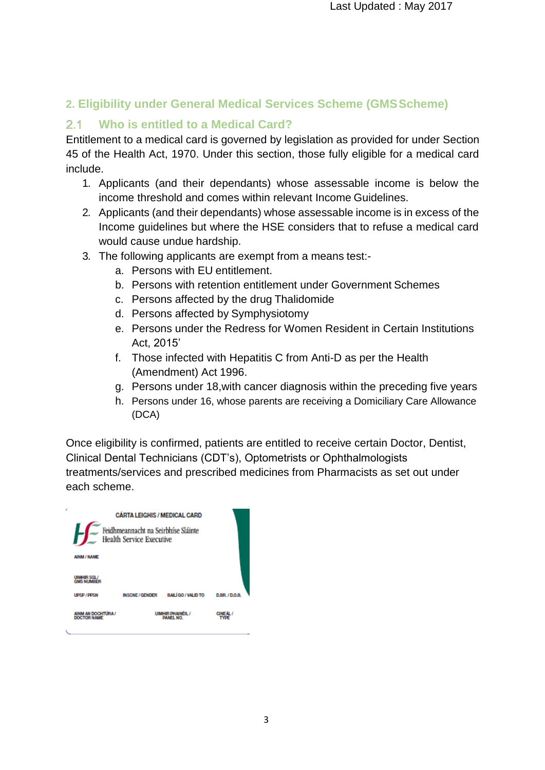## 2. Eligibility under General Medical Services Scheme (GMS Scheme)

### 2.1 Who is entitled to a Medical Card?

Entitlement to a medical card is governed by legislation as provided for under Section 45 of the Health Act, 1970. Under this section, those fully eligible for a medical card include.

1. Applicants (and their dependants) whose assessable income is below the income threshold and comes within relevant Income Guidelines.
2. Applicants (and their dependants) whose assessable income is in excess of the Income guidelines but where the HSE considers that to refuse a medical card would cause undue hardship.
3. The following applicants are exempt from a means test:-
   a. Persons with EU entitlement.
   b. Persons with retention entitlement under Government Schemes
   c. Persons affected by the drug Thalidomide
   d. Persons affected by Symphysiotomy
   e. Persons under the Redress for Women Resident in Certain Institutions Act, 2015'
   f. Those infected with Hepatitis C from Anti-D as per the Health (Amendment) Act 1996.
   g. Persons under 18,with cancer diagnosis within the preceding five years
   h. Persons under 16, whose parents are receiving a Domiciliary Care Allowance (DCA)

Once eligibility is confirmed, patients are entitled to receive certain Doctor, Dentist, Clinical Dental Technicians (CDT's), Optometrists or Ophthalmologists treatments/services and prescribed medicines from Pharmacists as set out under each scheme.

CÁRTA LEIGHIS / MEDICAL CARD

Feidhmeannacht na Seirbhíse Sláinte
Health Service Executive

AINM / NAME

UIMHIR SGL / GMS NUMBER

UPSP / PPSN | INSCNE / GENDER | BAILÍ GO / VALID TO | D.BR. / D.O.B.

AINM AN DOCHTÚRA / DOCTOR NAME | UIMHIR PHAINÉIL / PANEL NO. | CINEÁL / TYPE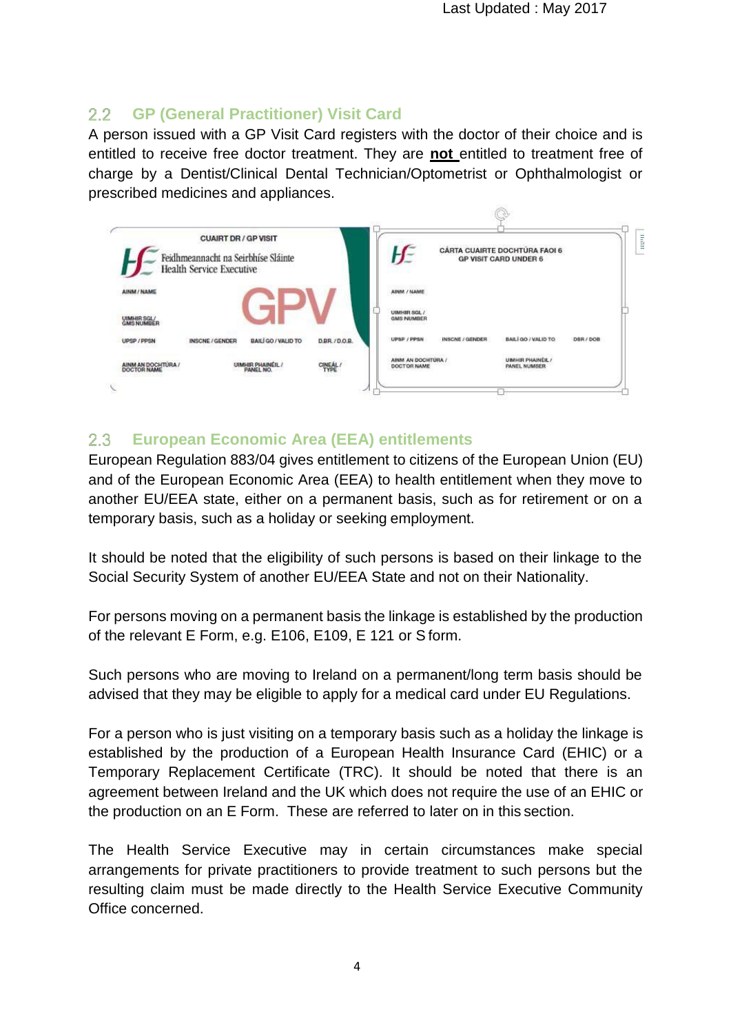## 2.2 GP (General Practitioner) Visit Card

A person issued with a GP Visit Card registers with the doctor of their choice and is entitled to receive free doctor treatment. They are **not** entitled to treatment free of charge by a Dentist/Clinical Dental Technician/Optometrist or Ophthalmologist or prescribed medicines and appliances.

## 2.3 European Economic Area (EEA) entitlements

European Regulation 883/04 gives entitlement to citizens of the European Union (EU) and of the European Economic Area (EEA) to health entitlement when they move to another EU/EEA state, either on a permanent basis, such as for retirement or on a temporary basis, such as a holiday or seeking employment.

It should be noted that the eligibility of such persons is based on their linkage to the Social Security System of another EU/EEA State and not on their Nationality.

For persons moving on a permanent basis the linkage is established by the production of the relevant E Form, e.g. E106, E109, E 121 or S form.

Such persons who are moving to Ireland on a permanent/long term basis should be advised that they may be eligible to apply for a medical card under EU Regulations.

For a person who is just visiting on a temporary basis such as a holiday the linkage is established by the production of a European Health Insurance Card (EHIC) or a Temporary Replacement Certificate (TRC). It should be noted that there is an agreement between Ireland and the UK which does not require the use of an EHIC or the production on an E Form. These are referred to later on in this section.

The Health Service Executive may in certain circumstances make special arrangements for private practitioners to provide treatment to such persons but the resulting claim must be made directly to the Health Service Executive Community Office concerned.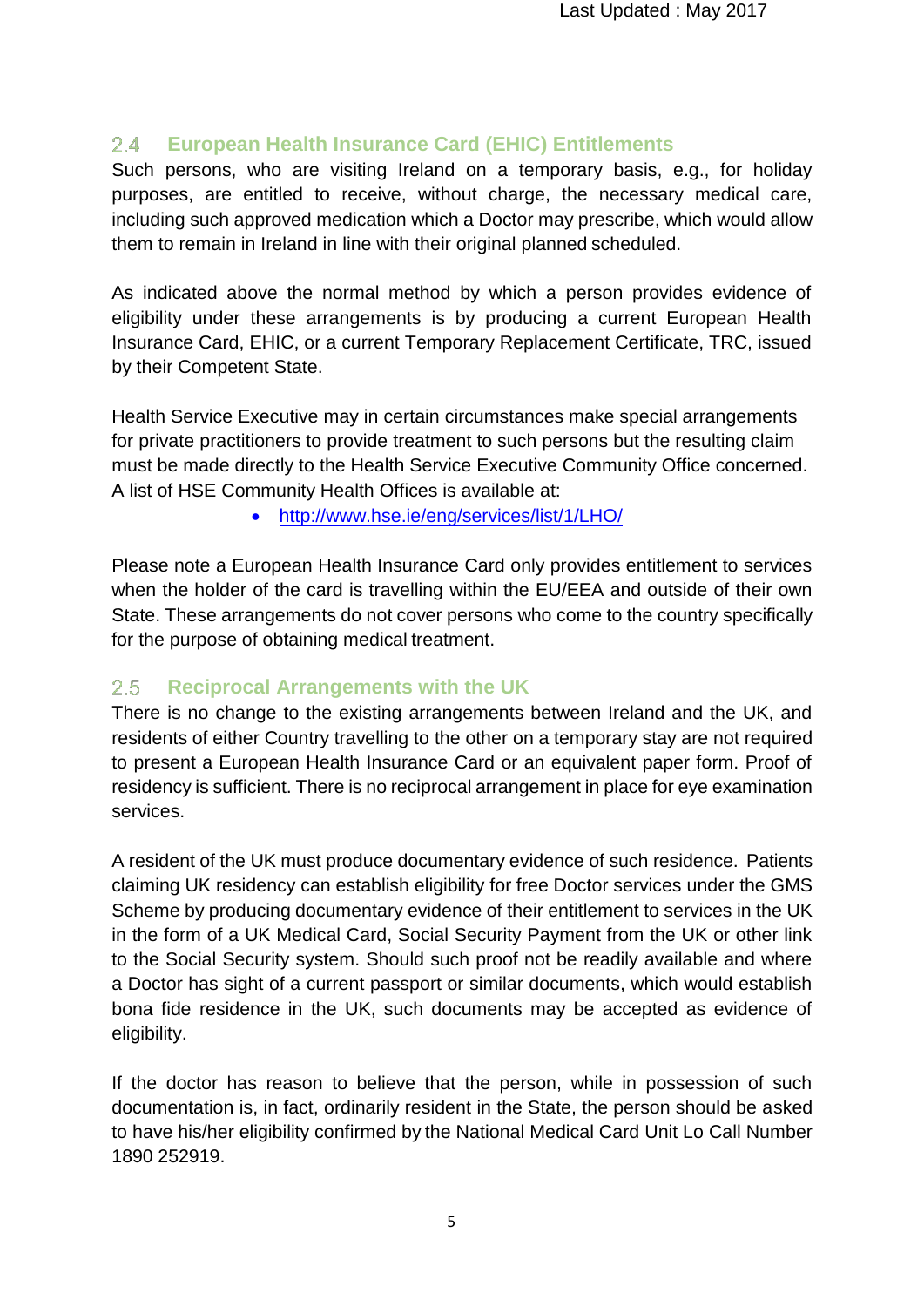## 2.4 European Health Insurance Card (EHIC) Entitlements

Such persons, who are visiting Ireland on a temporary basis, e.g., for holiday purposes, are entitled to receive, without charge, the necessary medical care, including such approved medication which a Doctor may prescribe, which would allow them to remain in Ireland in line with their original planned scheduled.

As indicated above the normal method by which a person provides evidence of eligibility under these arrangements is by producing a current European Health Insurance Card, EHIC, or a current Temporary Replacement Certificate, TRC, issued by their Competent State.

Health Service Executive may in certain circumstances make special arrangements for private practitioners to provide treatment to such persons but the resulting claim must be made directly to the Health Service Executive Community Office concerned. A list of HSE Community Health Offices is available at:

- http://www.hse.ie/eng/services/list/1/LHO/

Please note a European Health Insurance Card only provides entitlement to services when the holder of the card is travelling within the EU/EEA and outside of their own State. These arrangements do not cover persons who come to the country specifically for the purpose of obtaining medical treatment.

## 2.5 Reciprocal Arrangements with the UK

There is no change to the existing arrangements between Ireland and the UK, and residents of either Country travelling to the other on a temporary stay are not required to present a European Health Insurance Card or an equivalent paper form. Proof of residency is sufficient. There is no reciprocal arrangement in place for eye examination services.

A resident of the UK must produce documentary evidence of such residence. Patients claiming UK residency can establish eligibility for free Doctor services under the GMS Scheme by producing documentary evidence of their entitlement to services in the UK in the form of a UK Medical Card, Social Security Payment from the UK or other link to the Social Security system. Should such proof not be readily available and where a Doctor has sight of a current passport or similar documents, which would establish bona fide residence in the UK, such documents may be accepted as evidence of eligibility.

If the doctor has reason to believe that the person, while in possession of such documentation is, in fact, ordinarily resident in the State, the person should be asked to have his/her eligibility confirmed by the National Medical Card Unit Lo Call Number 1890 252919.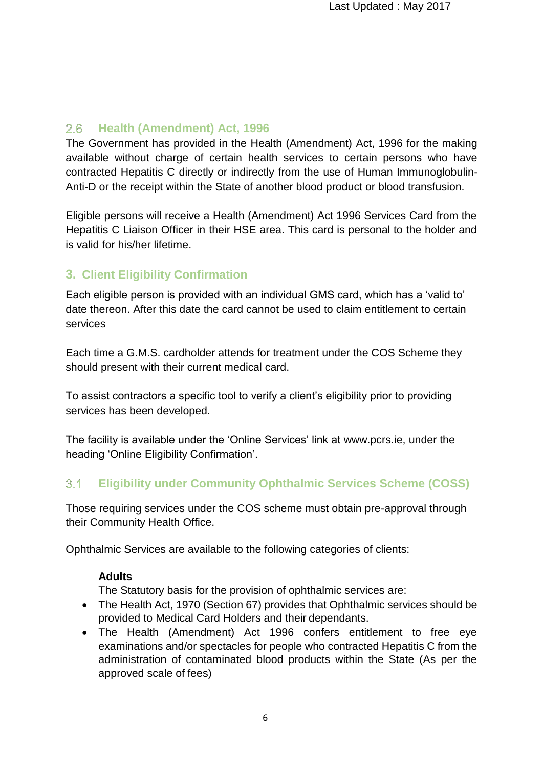### 2.6 Health (Amendment) Act, 1996

The Government has provided in the Health (Amendment) Act, 1996 for the making available without charge of certain health services to certain persons who have contracted Hepatitis C directly or indirectly from the use of Human Immunoglobulin-Anti-D or the receipt within the State of another blood product or blood transfusion.

Eligible persons will receive a Health (Amendment) Act 1996 Services Card from the Hepatitis C Liaison Officer in their HSE area. This card is personal to the holder and is valid for his/her lifetime.

## 3. Client Eligibility Confirmation

Each eligible person is provided with an individual GMS card, which has a 'valid to' date thereon. After this date the card cannot be used to claim entitlement to certain services

Each time a G.M.S. cardholder attends for treatment under the COS Scheme they should present with their current medical card.

To assist contractors a specific tool to verify a client's eligibility prior to providing services has been developed.

The facility is available under the 'Online Services' link at www.pcrs.ie, under the heading 'Online Eligibility Confirmation'.

### 3.1 Eligibility under Community Ophthalmic Services Scheme (COSS)

Those requiring services under the COS scheme must obtain pre-approval through their Community Health Office.

Ophthalmic Services are available to the following categories of clients:

**Adults**

The Statutory basis for the provision of ophthalmic services are:

- The Health Act, 1970 (Section 67) provides that Ophthalmic services should be provided to Medical Card Holders and their dependants.
- The Health (Amendment) Act 1996 confers entitlement to free eye examinations and/or spectacles for people who contracted Hepatitis C from the administration of contaminated blood products within the State (As per the approved scale of fees)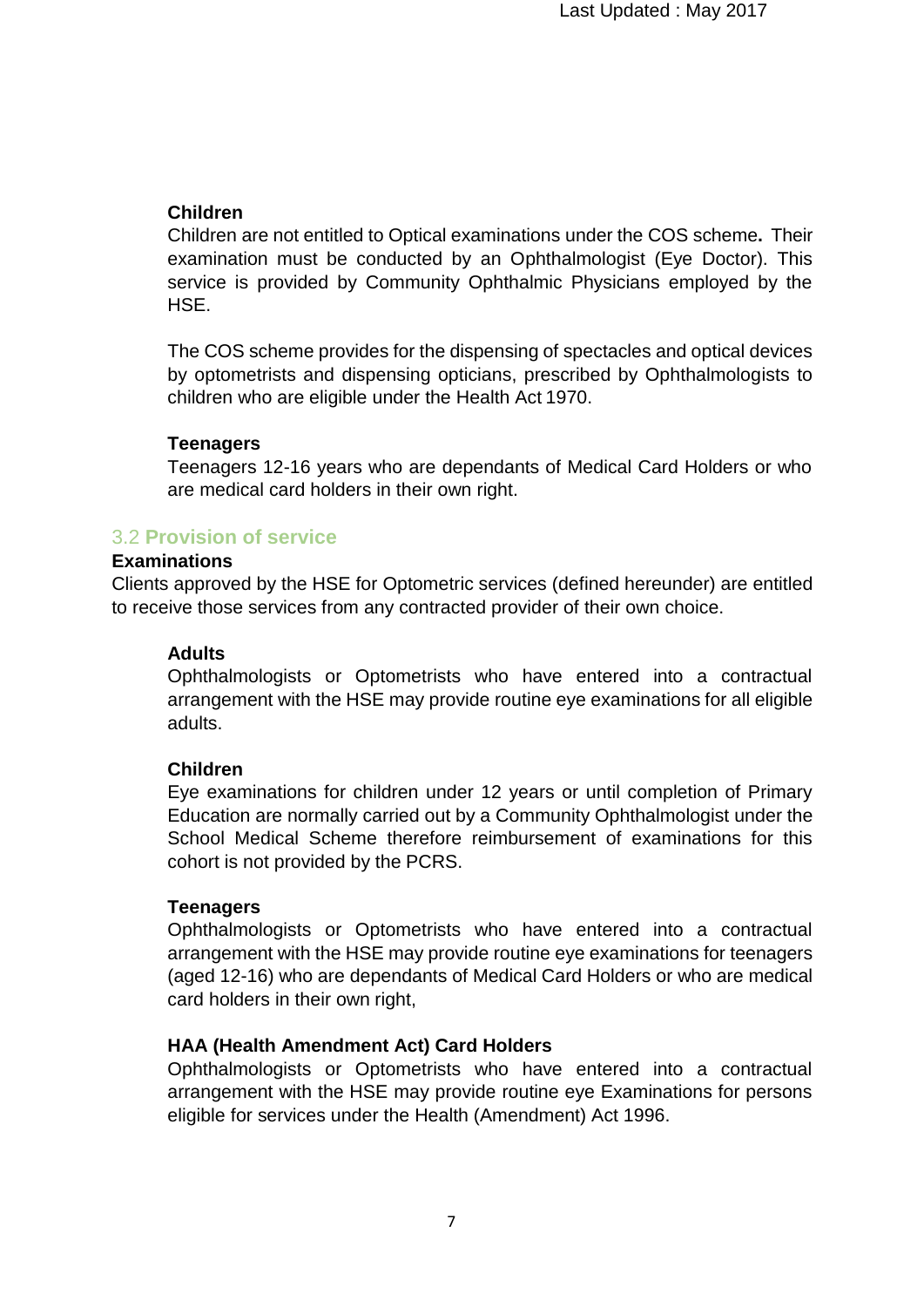### Children

Children are not entitled to Optical examinations under the COS scheme**.** Their examination must be conducted by an Ophthalmologist (Eye Doctor). This service is provided by Community Ophthalmic Physicians employed by the HSE.

The COS scheme provides for the dispensing of spectacles and optical devices by optometrists and dispensing opticians, prescribed by Ophthalmologists to children who are eligible under the Health Act 1970.

### Teenagers

Teenagers 12-16 years who are dependants of Medical Card Holders or who are medical card holders in their own right.

## 3.2 Provision of service

### Examinations

Clients approved by the HSE for Optometric services (defined hereunder) are entitled to receive those services from any contracted provider of their own choice.

### Adults

Ophthalmologists or Optometrists who have entered into a contractual arrangement with the HSE may provide routine eye examinations for all eligible adults.

### Children

Eye examinations for children under 12 years or until completion of Primary Education are normally carried out by a Community Ophthalmologist under the School Medical Scheme therefore reimbursement of examinations for this cohort is not provided by the PCRS.

### Teenagers

Ophthalmologists or Optometrists who have entered into a contractual arrangement with the HSE may provide routine eye examinations for teenagers (aged 12-16) who are dependants of Medical Card Holders or who are medical card holders in their own right,

### HAA (Health Amendment Act) Card Holders

Ophthalmologists or Optometrists who have entered into a contractual arrangement with the HSE may provide routine eye Examinations for persons eligible for services under the Health (Amendment) Act 1996.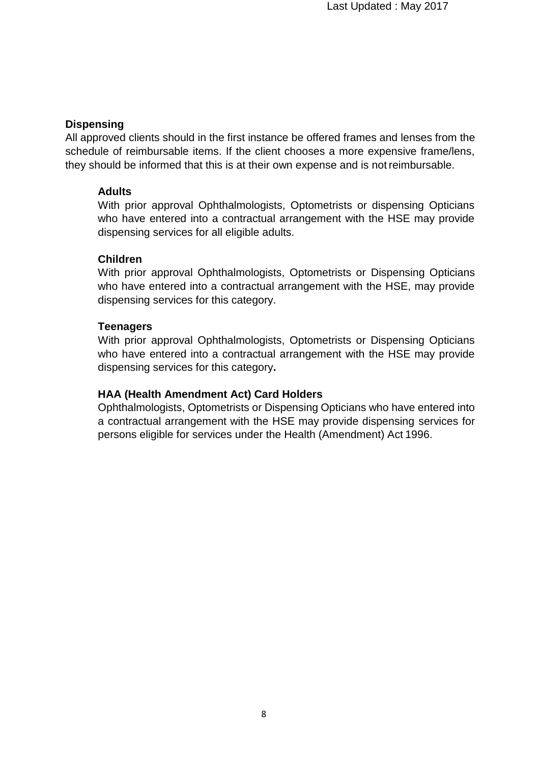## Dispensing

All approved clients should in the first instance be offered frames and lenses from the schedule of reimbursable items. If the client chooses a more expensive frame/lens, they should be informed that this is at their own expense and is not reimbursable.

### Adults

With prior approval Ophthalmologists, Optometrists or dispensing Opticians who have entered into a contractual arrangement with the HSE may provide dispensing services for all eligible adults.

### Children

With prior approval Ophthalmologists, Optometrists or Dispensing Opticians who have entered into a contractual arrangement with the HSE, may provide dispensing services for this category.

### Teenagers

With prior approval Ophthalmologists, Optometrists or Dispensing Opticians who have entered into a contractual arrangement with the HSE may provide dispensing services for this category**.**

### HAA (Health Amendment Act) Card Holders

Ophthalmologists, Optometrists or Dispensing Opticians who have entered into a contractual arrangement with the HSE may provide dispensing services for persons eligible for services under the Health (Amendment) Act 1996.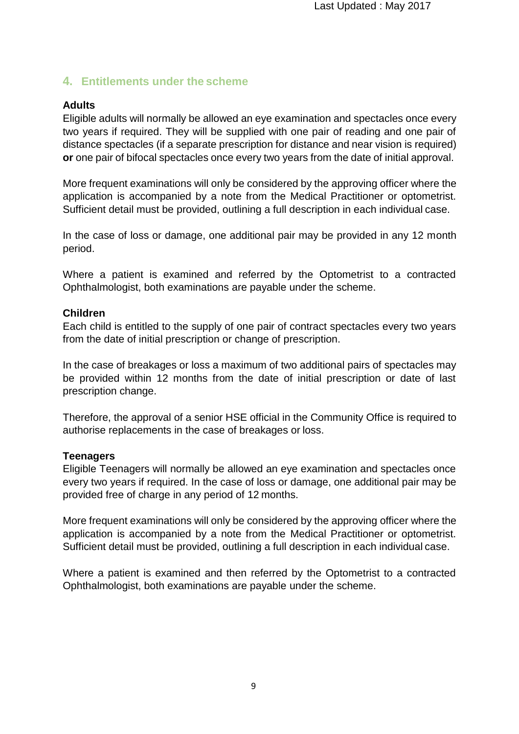## 4. Entitlements under the scheme

**Adults**

Eligible adults will normally be allowed an eye examination and spectacles once every two years if required. They will be supplied with one pair of reading and one pair of distance spectacles (if a separate prescription for distance and near vision is required) **or** one pair of bifocal spectacles once every two years from the date of initial approval.

More frequent examinations will only be considered by the approving officer where the application is accompanied by a note from the Medical Practitioner or optometrist. Sufficient detail must be provided, outlining a full description in each individual case.

In the case of loss or damage, one additional pair may be provided in any 12 month period.

Where a patient is examined and referred by the Optometrist to a contracted Ophthalmologist, both examinations are payable under the scheme.

**Children**

Each child is entitled to the supply of one pair of contract spectacles every two years from the date of initial prescription or change of prescription.

In the case of breakages or loss a maximum of two additional pairs of spectacles may be provided within 12 months from the date of initial prescription or date of last prescription change.

Therefore, the approval of a senior HSE official in the Community Office is required to authorise replacements in the case of breakages or loss.

**Teenagers**

Eligible Teenagers will normally be allowed an eye examination and spectacles once every two years if required. In the case of loss or damage, one additional pair may be provided free of charge in any period of 12 months.

More frequent examinations will only be considered by the approving officer where the application is accompanied by a note from the Medical Practitioner or optometrist. Sufficient detail must be provided, outlining a full description in each individual case.

Where a patient is examined and then referred by the Optometrist to a contracted Ophthalmologist, both examinations are payable under the scheme.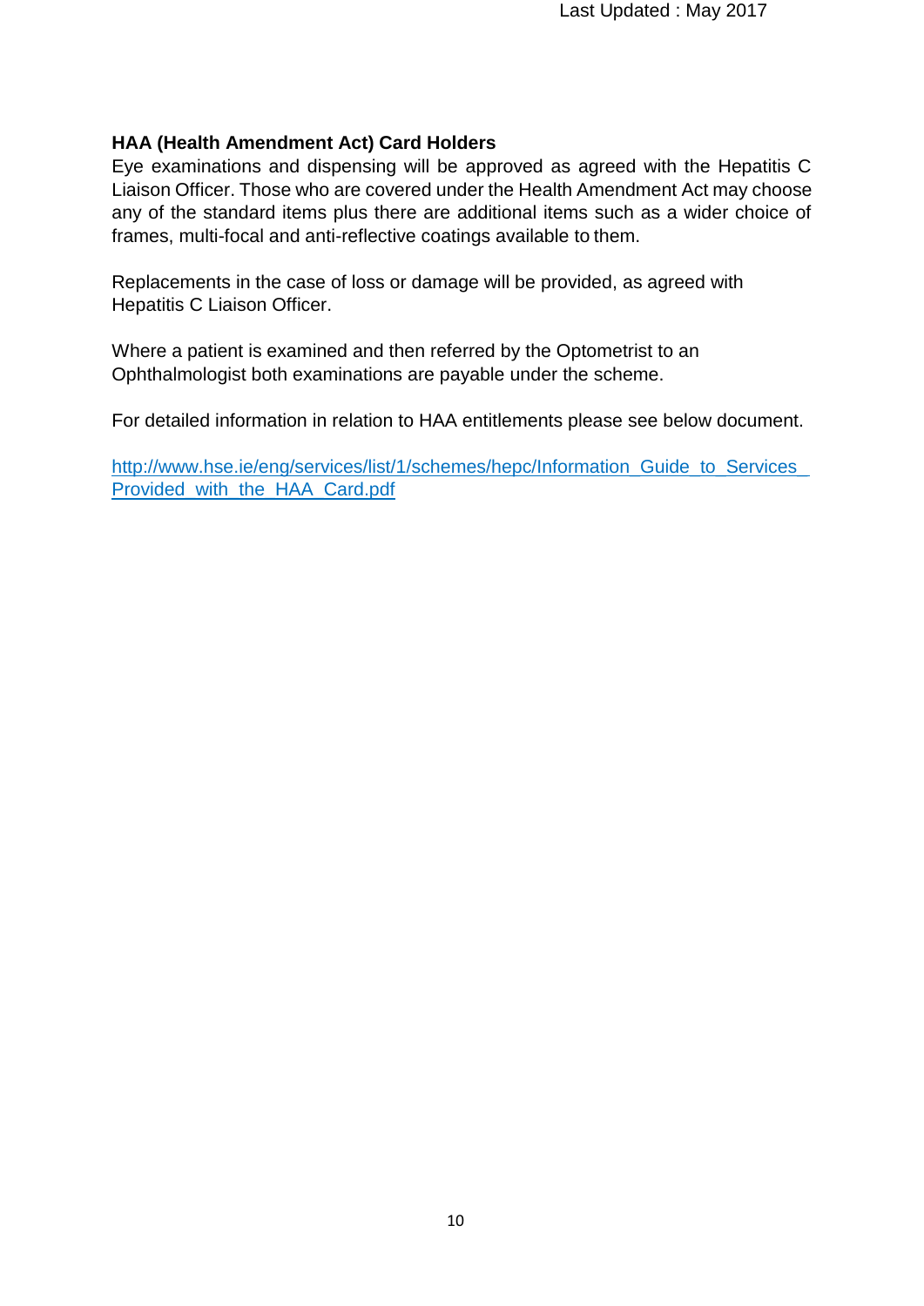**HAA (Health Amendment Act) Card Holders**

Eye examinations and dispensing will be approved as agreed with the Hepatitis C Liaison Officer. Those who are covered under the Health Amendment Act may choose any of the standard items plus there are additional items such as a wider choice of frames, multi-focal and anti-reflective coatings available to them.

Replacements in the case of loss or damage will be provided, as agreed with Hepatitis C Liaison Officer.

Where a patient is examined and then referred by the Optometrist to an Ophthalmologist both examinations are payable under the scheme.

For detailed information in relation to HAA entitlements please see below document.

http://www.hse.ie/eng/services/list/1/schemes/hepc/Information_Guide_to_Services_Provided_with_the_HAA_Card.pdf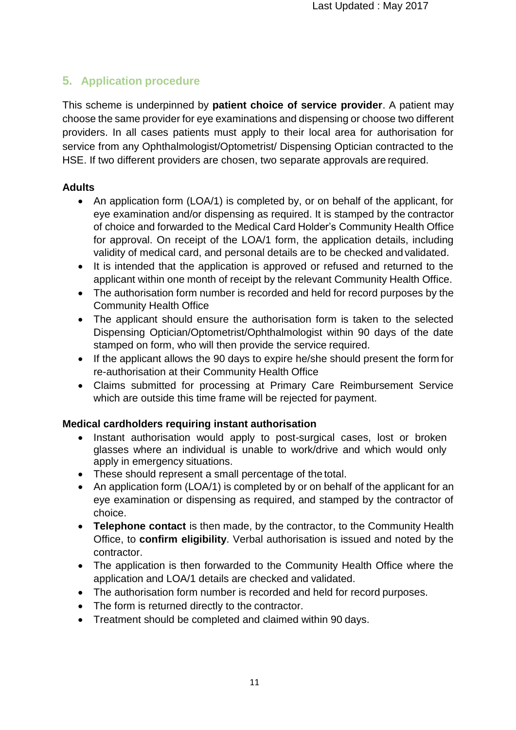## 5. Application procedure

This scheme is underpinned by **patient choice of service provider**. A patient may choose the same provider for eye examinations and dispensing or choose two different providers. In all cases patients must apply to their local area for authorisation for service from any Ophthalmologist/Optometrist/ Dispensing Optician contracted to the HSE. If two different providers are chosen, two separate approvals are required.

**Adults**

- An application form (LOA/1) is completed by, or on behalf of the applicant, for eye examination and/or dispensing as required. It is stamped by the contractor of choice and forwarded to the Medical Card Holder's Community Health Office for approval. On receipt of the LOA/1 form, the application details, including validity of medical card, and personal details are to be checked and validated.
- It is intended that the application is approved or refused and returned to the applicant within one month of receipt by the relevant Community Health Office.
- The authorisation form number is recorded and held for record purposes by the Community Health Office
- The applicant should ensure the authorisation form is taken to the selected Dispensing Optician/Optometrist/Ophthalmologist within 90 days of the date stamped on form, who will then provide the service required.
- If the applicant allows the 90 days to expire he/she should present the form for re-authorisation at their Community Health Office
- Claims submitted for processing at Primary Care Reimbursement Service which are outside this time frame will be rejected for payment.

**Medical cardholders requiring instant authorisation**

- Instant authorisation would apply to post-surgical cases, lost or broken glasses where an individual is unable to work/drive and which would only apply in emergency situations.
- These should represent a small percentage of the total.
- An application form (LOA/1) is completed by or on behalf of the applicant for an eye examination or dispensing as required, and stamped by the contractor of choice.
- **Telephone contact** is then made, by the contractor, to the Community Health Office, to **confirm eligibility**. Verbal authorisation is issued and noted by the contractor.
- The application is then forwarded to the Community Health Office where the application and LOA/1 details are checked and validated.
- The authorisation form number is recorded and held for record purposes.
- The form is returned directly to the contractor.
- Treatment should be completed and claimed within 90 days.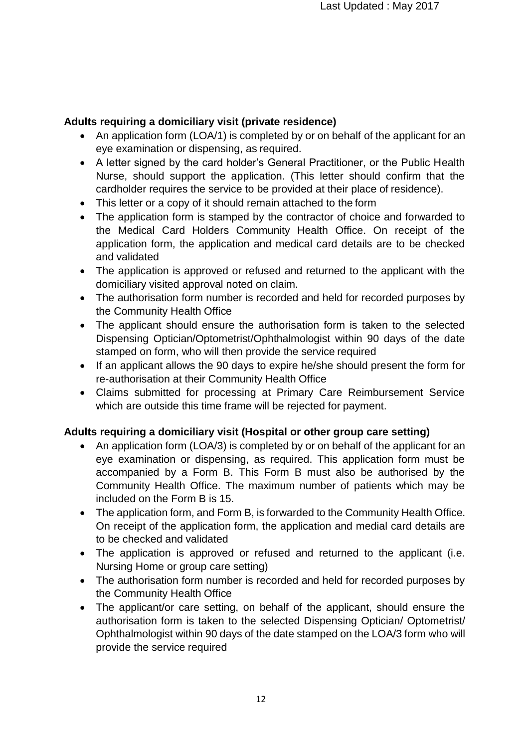**Adults requiring a domiciliary visit (private residence)**

- An application form (LOA/1) is completed by or on behalf of the applicant for an eye examination or dispensing, as required.
- A letter signed by the card holder's General Practitioner, or the Public Health Nurse, should support the application. (This letter should confirm that the cardholder requires the service to be provided at their place of residence).
- This letter or a copy of it should remain attached to the form
- The application form is stamped by the contractor of choice and forwarded to the Medical Card Holders Community Health Office. On receipt of the application form, the application and medical card details are to be checked and validated
- The application is approved or refused and returned to the applicant with the domiciliary visited approval noted on claim.
- The authorisation form number is recorded and held for recorded purposes by the Community Health Office
- The applicant should ensure the authorisation form is taken to the selected Dispensing Optician/Optometrist/Ophthalmologist within 90 days of the date stamped on form, who will then provide the service required
- If an applicant allows the 90 days to expire he/she should present the form for re-authorisation at their Community Health Office
- Claims submitted for processing at Primary Care Reimbursement Service which are outside this time frame will be rejected for payment.

**Adults requiring a domiciliary visit (Hospital or other group care setting)**

- An application form (LOA/3) is completed by or on behalf of the applicant for an eye examination or dispensing, as required. This application form must be accompanied by a Form B. This Form B must also be authorised by the Community Health Office. The maximum number of patients which may be included on the Form B is 15.
- The application form, and Form B, is forwarded to the Community Health Office. On receipt of the application form, the application and medial card details are to be checked and validated
- The application is approved or refused and returned to the applicant (i.e. Nursing Home or group care setting)
- The authorisation form number is recorded and held for recorded purposes by the Community Health Office
- The applicant/or care setting, on behalf of the applicant, should ensure the authorisation form is taken to the selected Dispensing Optician/ Optometrist/ Ophthalmologist within 90 days of the date stamped on the LOA/3 form who will provide the service required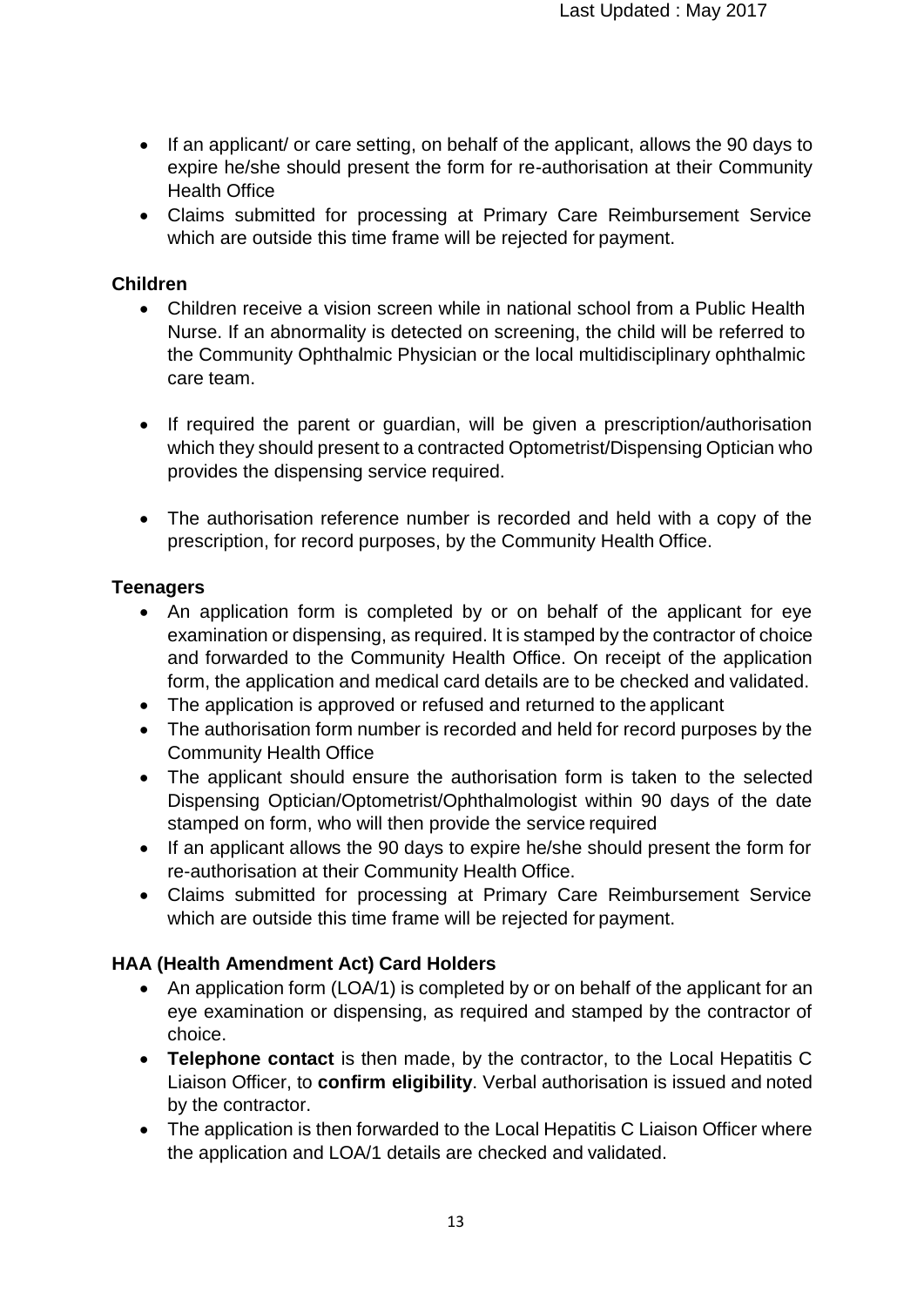- If an applicant/ or care setting, on behalf of the applicant, allows the 90 days to expire he/she should present the form for re-authorisation at their Community Health Office
- Claims submitted for processing at Primary Care Reimbursement Service which are outside this time frame will be rejected for payment.

**Children**

- Children receive a vision screen while in national school from a Public Health Nurse. If an abnormality is detected on screening, the child will be referred to the Community Ophthalmic Physician or the local multidisciplinary ophthalmic care team.
- If required the parent or guardian, will be given a prescription/authorisation which they should present to a contracted Optometrist/Dispensing Optician who provides the dispensing service required.
- The authorisation reference number is recorded and held with a copy of the prescription, for record purposes, by the Community Health Office.

**Teenagers**

- An application form is completed by or on behalf of the applicant for eye examination or dispensing, as required. It is stamped by the contractor of choice and forwarded to the Community Health Office. On receipt of the application form, the application and medical card details are to be checked and validated.
- The application is approved or refused and returned to the applicant
- The authorisation form number is recorded and held for record purposes by the Community Health Office
- The applicant should ensure the authorisation form is taken to the selected Dispensing Optician/Optometrist/Ophthalmologist within 90 days of the date stamped on form, who will then provide the service required
- If an applicant allows the 90 days to expire he/she should present the form for re-authorisation at their Community Health Office.
- Claims submitted for processing at Primary Care Reimbursement Service which are outside this time frame will be rejected for payment.

**HAA (Health Amendment Act) Card Holders**

- An application form (LOA/1) is completed by or on behalf of the applicant for an eye examination or dispensing, as required and stamped by the contractor of choice.
- **Telephone contact** is then made, by the contractor, to the Local Hepatitis C Liaison Officer, to **confirm eligibility**. Verbal authorisation is issued and noted by the contractor.
- The application is then forwarded to the Local Hepatitis C Liaison Officer where the application and LOA/1 details are checked and validated.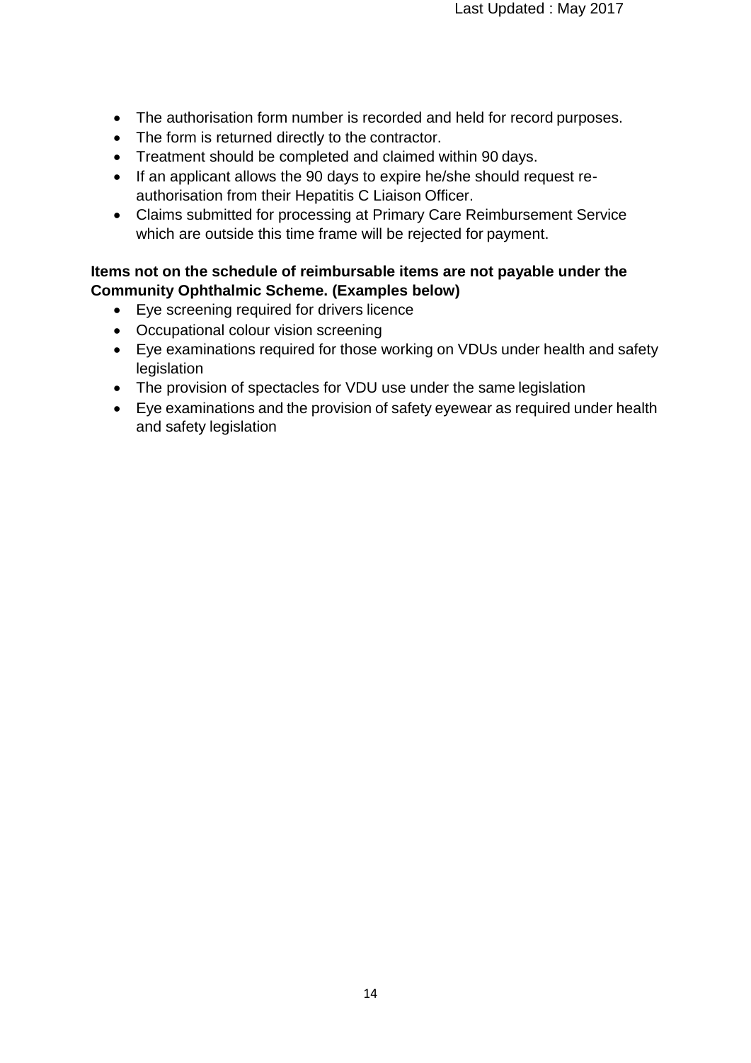- The authorisation form number is recorded and held for record purposes.
- The form is returned directly to the contractor.
- Treatment should be completed and claimed within 90 days.
- If an applicant allows the 90 days to expire he/she should request re-authorisation from their Hepatitis C Liaison Officer.
- Claims submitted for processing at Primary Care Reimbursement Service which are outside this time frame will be rejected for payment.

**Items not on the schedule of reimbursable items are not payable under the Community Ophthalmic Scheme. (Examples below)**

- Eye screening required for drivers licence
- Occupational colour vision screening
- Eye examinations required for those working on VDUs under health and safety legislation
- The provision of spectacles for VDU use under the same legislation
- Eye examinations and the provision of safety eyewear as required under health and safety legislation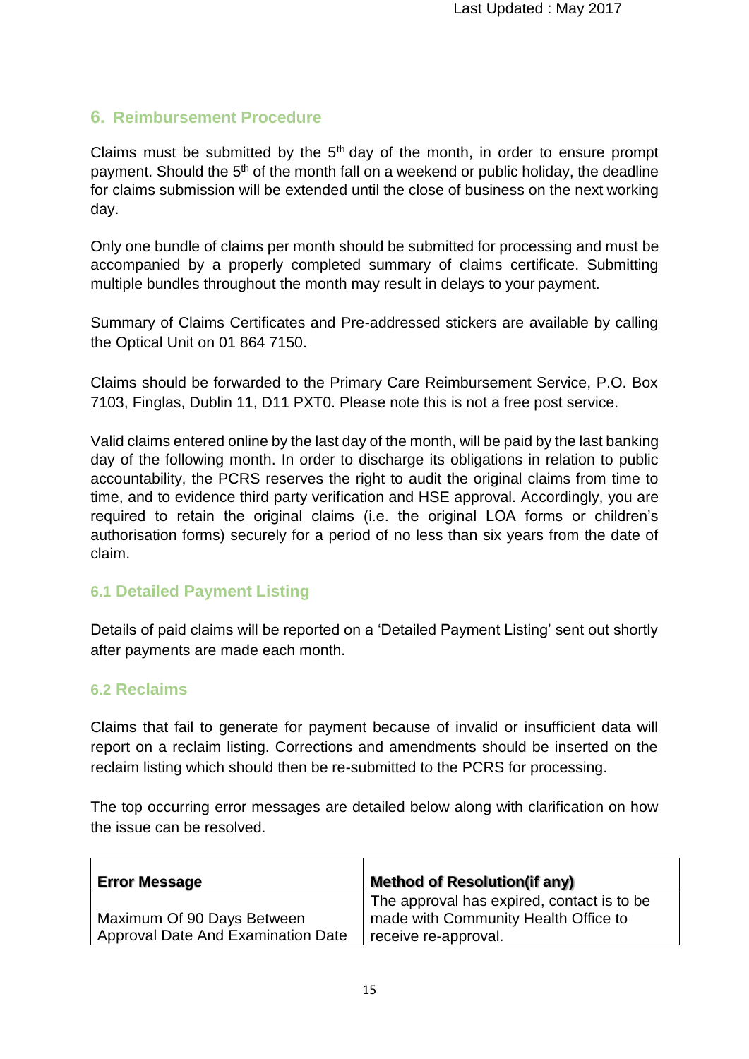## 6. Reimbursement Procedure

Claims must be submitted by the 5th day of the month, in order to ensure prompt payment. Should the 5th of the month fall on a weekend or public holiday, the deadline for claims submission will be extended until the close of business on the next working day.

Only one bundle of claims per month should be submitted for processing and must be accompanied by a properly completed summary of claims certificate. Submitting multiple bundles throughout the month may result in delays to your payment.

Summary of Claims Certificates and Pre-addressed stickers are available by calling the Optical Unit on 01 864 7150.

Claims should be forwarded to the Primary Care Reimbursement Service, P.O. Box 7103, Finglas, Dublin 11, D11 PXT0. Please note this is not a free post service.

Valid claims entered online by the last day of the month, will be paid by the last banking day of the following month. In order to discharge its obligations in relation to public accountability, the PCRS reserves the right to audit the original claims from time to time, and to evidence third party verification and HSE approval. Accordingly, you are required to retain the original claims (i.e. the original LOA forms or children's authorisation forms) securely for a period of no less than six years from the date of claim.

### 6.1 Detailed Payment Listing

Details of paid claims will be reported on a 'Detailed Payment Listing' sent out shortly after payments are made each month.

### 6.2 Reclaims

Claims that fail to generate for payment because of invalid or insufficient data will report on a reclaim listing. Corrections and amendments should be inserted on the reclaim listing which should then be re-submitted to the PCRS for processing.

The top occurring error messages are detailed below along with clarification on how the issue can be resolved.

| **Error Message** | **Method of Resolution(if any)** |
|---|---|
| Maximum Of 90 Days Between Approval Date And Examination Date | The approval has expired, contact is to be made with Community Health Office to receive re-approval. |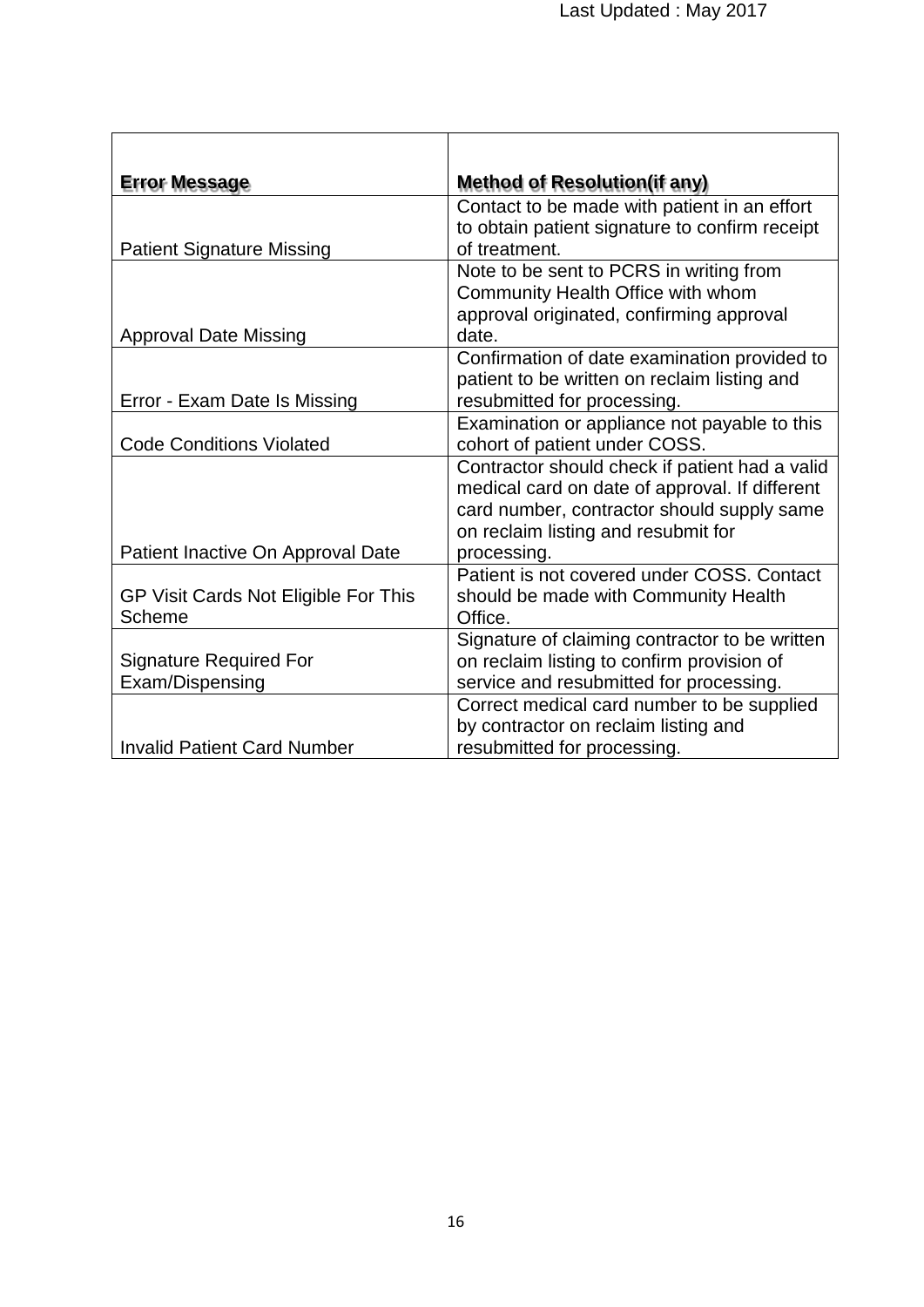| Error Message | Method of Resolution(if any) |
|---|---|
| Patient Signature Missing | Contact to be made with patient in an effort to obtain patient signature to confirm receipt of treatment. |
| Approval Date Missing | Note to be sent to PCRS in writing from Community Health Office with whom approval originated, confirming approval date. |
| Error - Exam Date Is Missing | Confirmation of date examination provided to patient to be written on reclaim listing and resubmitted for processing. |
| Code Conditions Violated | Examination or appliance not payable to this cohort of patient under COSS. |
| Patient Inactive On Approval Date | Contractor should check if patient had a valid medical card on date of approval. If different card number, contractor should supply same on reclaim listing and resubmit for processing. |
| GP Visit Cards Not Eligible For This Scheme | Patient is not covered under COSS. Contact should be made with Community Health Office. |
| Signature Required For Exam/Dispensing | Signature of claiming contractor to be written on reclaim listing to confirm provision of service and resubmitted for processing. |
| Invalid Patient Card Number | Correct medical card number to be supplied by contractor on reclaim listing and resubmitted for processing. |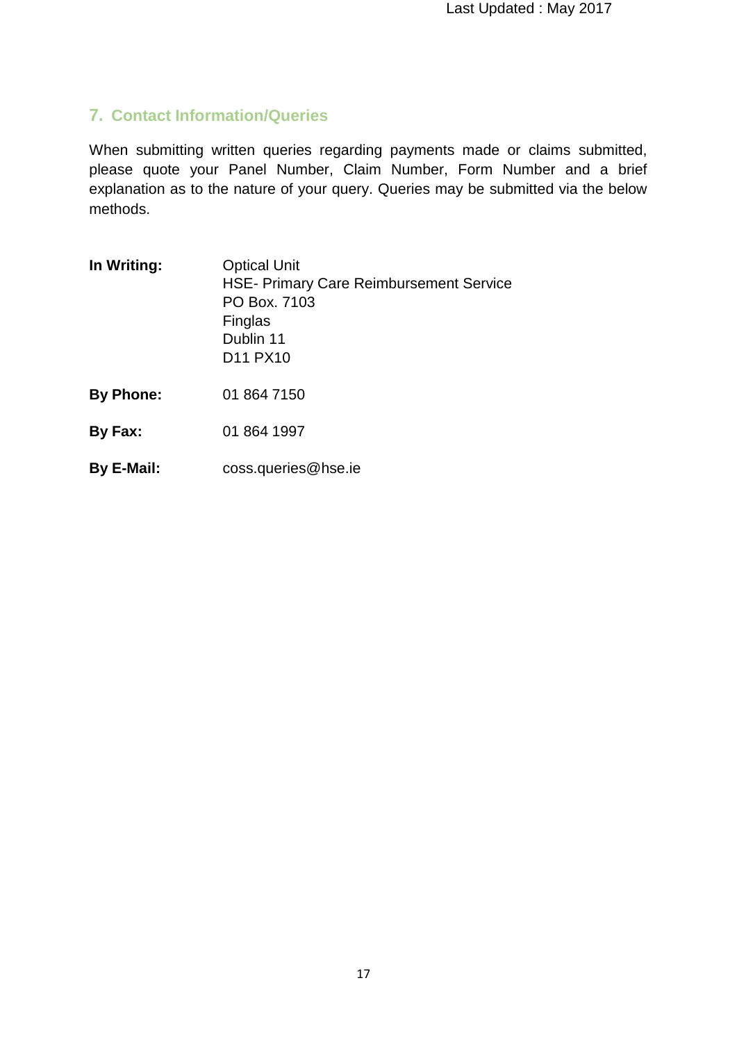## 7. Contact Information/Queries

When submitting written queries regarding payments made or claims submitted, please quote your Panel Number, Claim Number, Form Number and a brief explanation as to the nature of your query. Queries may be submitted via the below methods.

**In Writing:**

Optical Unit
HSE- Primary Care Reimbursement Service
PO Box. 7103
Finglas
Dublin 11
D11 PX10

**By Phone:** 01 864 7150

**By Fax:** 01 864 1997

**By E-Mail:** coss.queries@hse.ie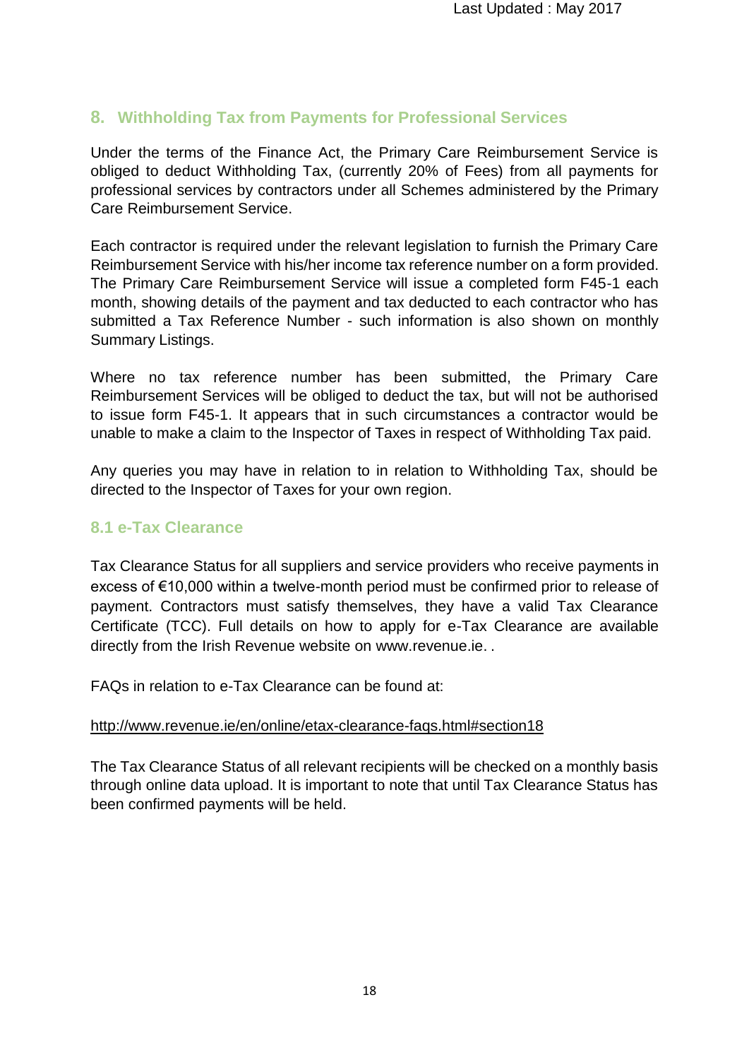## 8. Withholding Tax from Payments for Professional Services

Under the terms of the Finance Act, the Primary Care Reimbursement Service is obliged to deduct Withholding Tax, (currently 20% of Fees) from all payments for professional services by contractors under all Schemes administered by the Primary Care Reimbursement Service.

Each contractor is required under the relevant legislation to furnish the Primary Care Reimbursement Service with his/her income tax reference number on a form provided. The Primary Care Reimbursement Service will issue a completed form F45-1 each month, showing details of the payment and tax deducted to each contractor who has submitted a Tax Reference Number - such information is also shown on monthly Summary Listings.

Where no tax reference number has been submitted, the Primary Care Reimbursement Services will be obliged to deduct the tax, but will not be authorised to issue form F45-1. It appears that in such circumstances a contractor would be unable to make a claim to the Inspector of Taxes in respect of Withholding Tax paid.

Any queries you may have in relation to in relation to Withholding Tax, should be directed to the Inspector of Taxes for your own region.

### 8.1 e-Tax Clearance

Tax Clearance Status for all suppliers and service providers who receive payments in excess of €10,000 within a twelve-month period must be confirmed prior to release of payment. Contractors must satisfy themselves, they have a valid Tax Clearance Certificate (TCC). Full details on how to apply for e-Tax Clearance are available directly from the Irish Revenue website on www.revenue.ie. .

FAQs in relation to e-Tax Clearance can be found at:

http://www.revenue.ie/en/online/etax-clearance-faqs.html#section18

The Tax Clearance Status of all relevant recipients will be checked on a monthly basis through online data upload. It is important to note that until Tax Clearance Status has been confirmed payments will be held.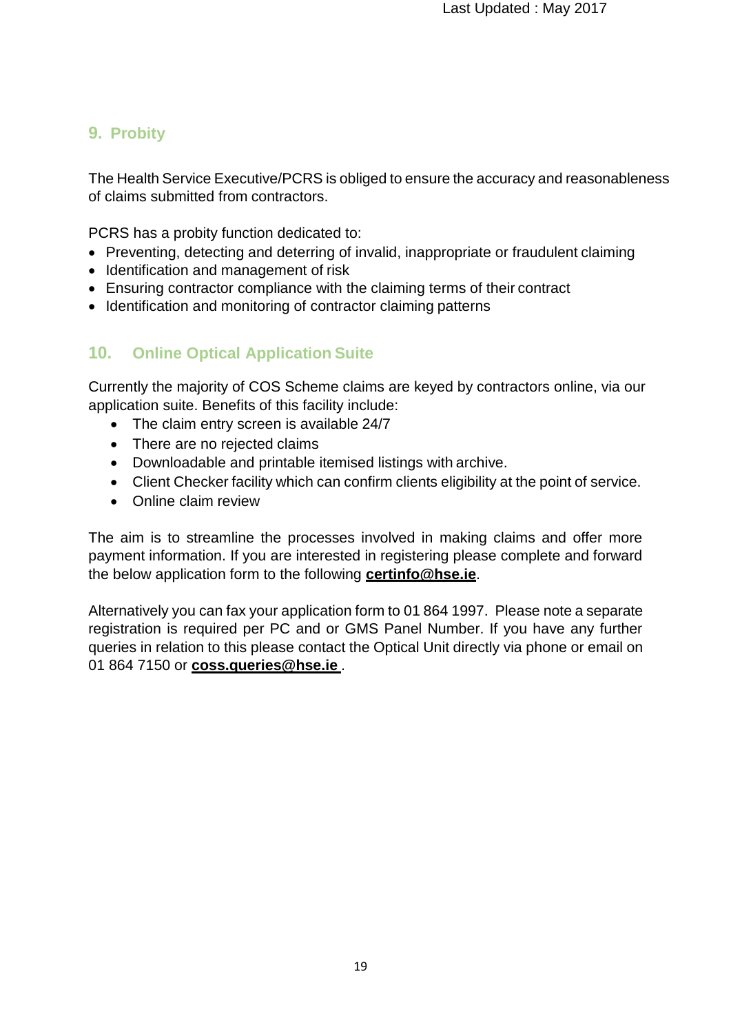## 9. Probity

The Health Service Executive/PCRS is obliged to ensure the accuracy and reasonableness of claims submitted from contractors.

PCRS has a probity function dedicated to:

- Preventing, detecting and deterring of invalid, inappropriate or fraudulent claiming
- Identification and management of risk
- Ensuring contractor compliance with the claiming terms of their contract
- Identification and monitoring of contractor claiming patterns

## 10. Online Optical Application Suite

Currently the majority of COS Scheme claims are keyed by contractors online, via our application suite. Benefits of this facility include:

- The claim entry screen is available 24/7
- There are no rejected claims
- Downloadable and printable itemised listings with archive.
- Client Checker facility which can confirm clients eligibility at the point of service.
- Online claim review

The aim is to streamline the processes involved in making claims and offer more payment information. If you are interested in registering please complete and forward the below application form to the following **certinfo@hse.ie**.

Alternatively you can fax your application form to 01 864 1997. Please note a separate registration is required per PC and or GMS Panel Number. If you have any further queries in relation to this please contact the Optical Unit directly via phone or email on 01 864 7150 or **coss.queries@hse.ie** .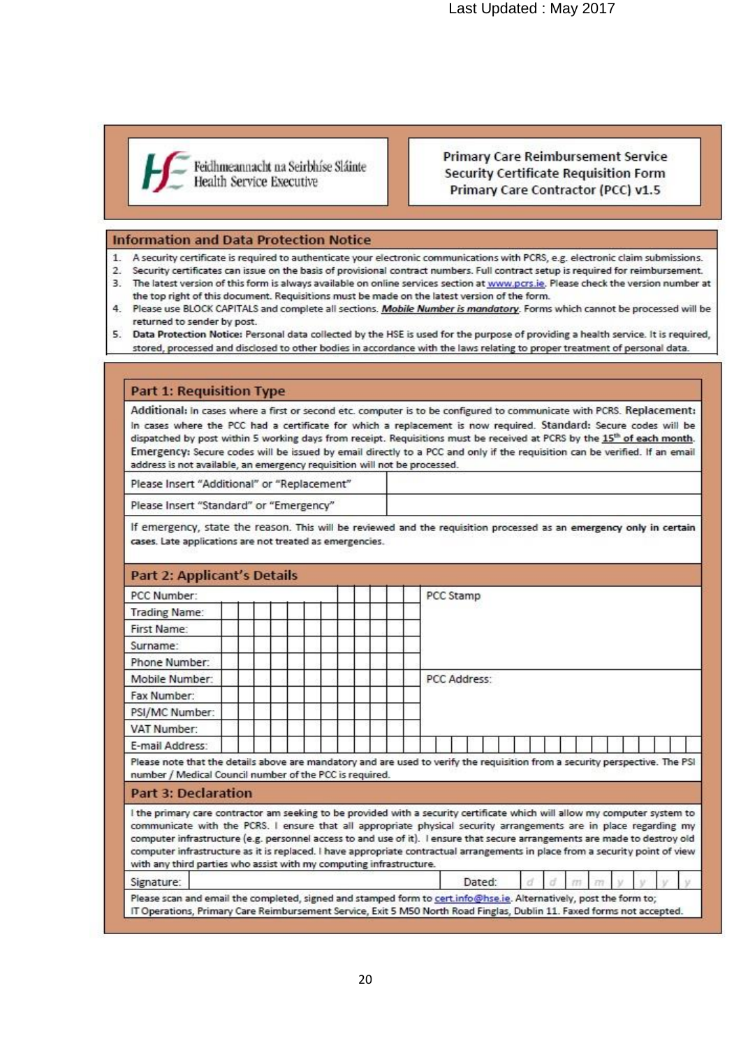Last Updated : May 2017

Feidhmeannacht na Seirbhíse Sláinte
Health Service Executive

**Primary Care Reimbursement Service**
**Security Certificate Requisition Form**
**Primary Care Contractor (PCC) v1.5**

## Information and Data Protection Notice

1. A security certificate is required to authenticate your electronic communications with PCRS, e.g. electronic claim submissions.
2. Security certificates can issue on the basis of provisional contract numbers. Full contract setup is required for reimbursement.
3. The latest version of this form is always available on online services section at www.pcrs.ie. Please check the version number at the top right of this document. Requisitions must be made on the latest version of the form.
4. Please use BLOCK CAPITALS and complete all sections. ***Mobile Number is mandatory***. Forms which cannot be processed will be returned to sender by post.
5. **Data Protection Notice:** Personal data collected by the HSE is used for the purpose of providing a health service. It is required, stored, processed and disclosed to other bodies in accordance with the laws relating to proper treatment of personal data.

## Part 1: Requisition Type

**Additional:** In cases where a first or second etc. computer is to be configured to communicate with PCRS. **Replacement:** In cases where the PCC had a certificate for which a replacement is now required. **Standard:** Secure codes will be dispatched by post within 5 working days from receipt. Requisitions must be received at PCRS by the **15th of each month**. **Emergency:** Secure codes will be issued by email directly to a PCC and only if the requisition can be verified. If an email address is not available, an emergency requisition will not be processed.

| | |
|---|---|
| Please Insert "Additional" or "Replacement" | |
| Please Insert "Standard" or "Emergency" | |

If emergency, state the reason. This will be reviewed and the requisition processed as an **emergency only in certain cases.** Late applications are not treated as emergencies.

## Part 2: Applicant's Details

| | | |
|---|---|---|
| PCC Number: | | PCC Stamp |
| Trading Name: | | |
| First Name: | | |
| Surname: | | |
| Phone Number: | | |
| Mobile Number: | | PCC Address: |
| Fax Number: | | |
| PSI/MC Number: | | |
| VAT Number: | | |
| E-mail Address: | | |

Please note that the details above are mandatory and are used to verify the requisition from a security perspective. The PSI number / Medical Council number of the PCC is required.

## Part 3: Declaration

I the primary care contractor am seeking to be provided with a security certificate which will allow my computer system to communicate with the PCRS. I ensure that all appropriate physical security arrangements are in place regarding my computer infrastructure (e.g. personnel access to and use of it). I ensure that secure arrangements are made to destroy old computer infrastructure as it is replaced. I have appropriate contractual arrangements in place from a security point of view with any third parties who assist with my computing infrastructure.

| Signature: | | Dated: | d d m m y y y y |
|---|---|---|---|

Please scan and email the completed, signed and stamped form to cert.info@hse.ie. Alternatively, post the form to; IT Operations, Primary Care Reimbursement Service, Exit 5 M50 North Road Finglas, Dublin 11. Faxed forms not accepted.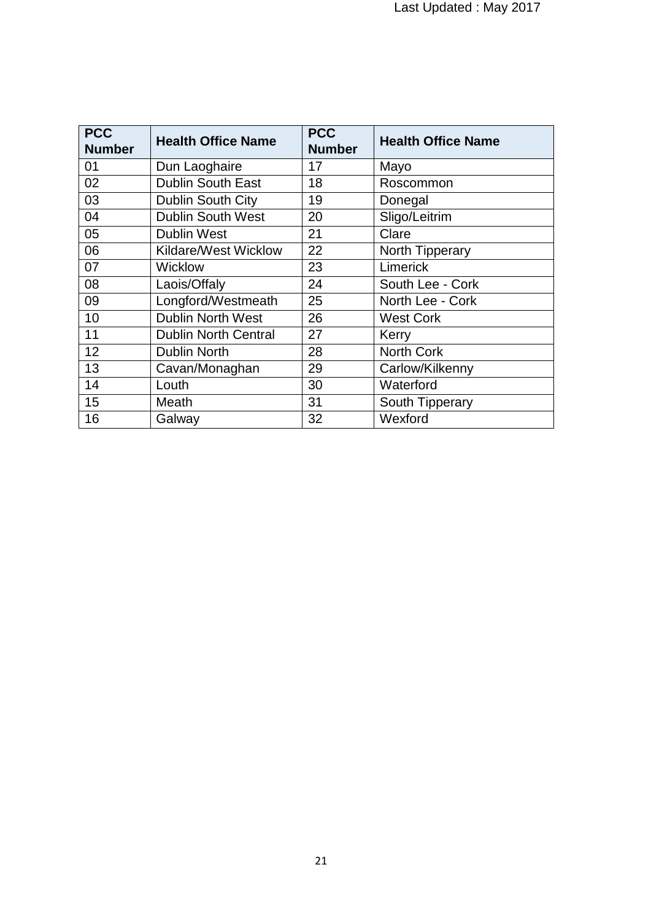Last Updated : May 2017

| PCC Number | Health Office Name | PCC Number | Health Office Name |
|---|---|---|---|
| 01 | Dun Laoghaire | 17 | Mayo |
| 02 | Dublin South East | 18 | Roscommon |
| 03 | Dublin South City | 19 | Donegal |
| 04 | Dublin South West | 20 | Sligo/Leitrim |
| 05 | Dublin West | 21 | Clare |
| 06 | Kildare/West Wicklow | 22 | North Tipperary |
| 07 | Wicklow | 23 | Limerick |
| 08 | Laois/Offaly | 24 | South Lee - Cork |
| 09 | Longford/Westmeath | 25 | North Lee - Cork |
| 10 | Dublin North West | 26 | West Cork |
| 11 | Dublin North Central | 27 | Kerry |
| 12 | Dublin North | 28 | North Cork |
| 13 | Cavan/Monaghan | 29 | Carlow/Kilkenny |
| 14 | Louth | 30 | Waterford |
| 15 | Meath | 31 | South Tipperary |
| 16 | Galway | 32 | Wexford |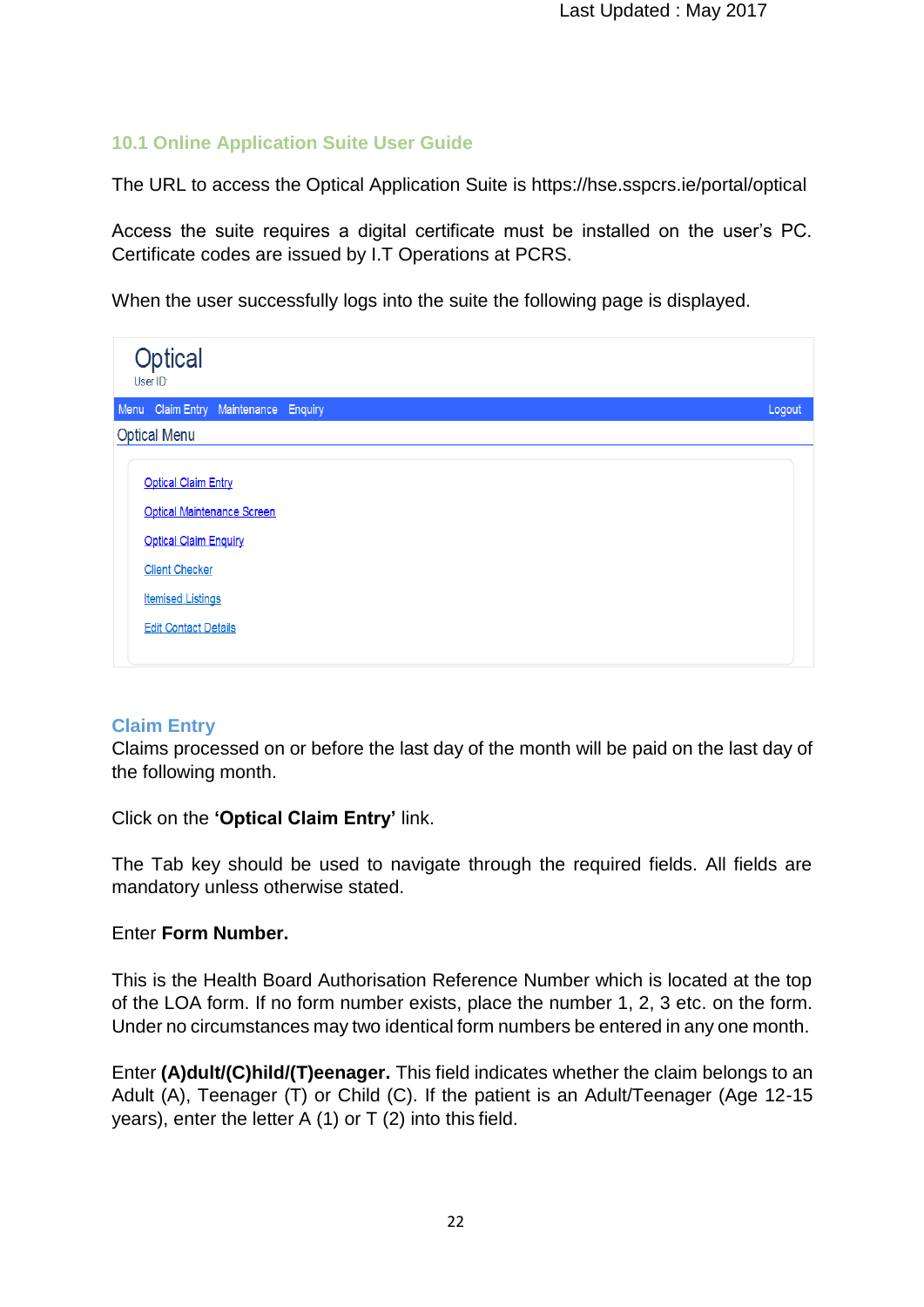Last Updated : May 2017

## 10.1 Online Application Suite User Guide

The URL to access the Optical Application Suite is https://hse.sspcrs.ie/portal/optical

Access the suite requires a digital certificate must be installed on the user's PC. Certificate codes are issued by I.T Operations at PCRS.

When the user successfully logs into the suite the following page is displayed.

Optical
User ID:

Menu Claim Entry Maintenance Enquiry Logout

Optical Menu

- Optical Claim Entry
- Optical Maintenance Screen
- Optical Claim Enquiry
- Client Checker
- Itemised Listings
- Edit Contact Details

### Claim Entry

Claims processed on or before the last day of the month will be paid on the last day of the following month.

Click on the **'Optical Claim Entry'** link.

The Tab key should be used to navigate through the required fields. All fields are mandatory unless otherwise stated.

Enter **Form Number.**

This is the Health Board Authorisation Reference Number which is located at the top of the LOA form. If no form number exists, place the number 1, 2, 3 etc. on the form. Under no circumstances may two identical form numbers be entered in any one month.

Enter **(A)dult/(C)hild/(T)eenager.** This field indicates whether the claim belongs to an Adult (A), Teenager (T) or Child (C). If the patient is an Adult/Teenager (Age 12-15 years), enter the letter A (1) or T (2) into this field.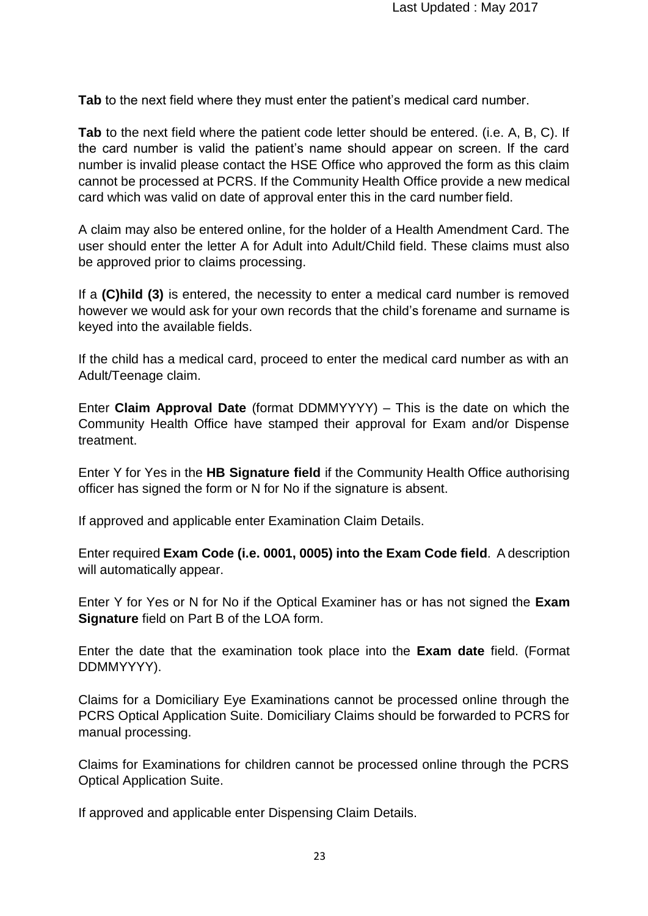**Tab** to the next field where they must enter the patient's medical card number.

**Tab** to the next field where the patient code letter should be entered. (i.e. A, B, C). If the card number is valid the patient's name should appear on screen. If the card number is invalid please contact the HSE Office who approved the form as this claim cannot be processed at PCRS. If the Community Health Office provide a new medical card which was valid on date of approval enter this in the card number field.

A claim may also be entered online, for the holder of a Health Amendment Card. The user should enter the letter A for Adult into Adult/Child field. These claims must also be approved prior to claims processing.

If a **(C)hild (3)** is entered, the necessity to enter a medical card number is removed however we would ask for your own records that the child's forename and surname is keyed into the available fields.

If the child has a medical card, proceed to enter the medical card number as with an Adult/Teenage claim.

Enter **Claim Approval Date** (format DDMMYYYY) – This is the date on which the Community Health Office have stamped their approval for Exam and/or Dispense treatment.

Enter Y for Yes in the **HB Signature field** if the Community Health Office authorising officer has signed the form or N for No if the signature is absent.

If approved and applicable enter Examination Claim Details.

Enter required **Exam Code (i.e. 0001, 0005) into the Exam Code field**. A description will automatically appear.

Enter Y for Yes or N for No if the Optical Examiner has or has not signed the **Exam Signature** field on Part B of the LOA form.

Enter the date that the examination took place into the **Exam date** field. (Format DDMMYYYY).

Claims for a Domiciliary Eye Examinations cannot be processed online through the PCRS Optical Application Suite. Domiciliary Claims should be forwarded to PCRS for manual processing.

Claims for Examinations for children cannot be processed online through the PCRS Optical Application Suite.

If approved and applicable enter Dispensing Claim Details.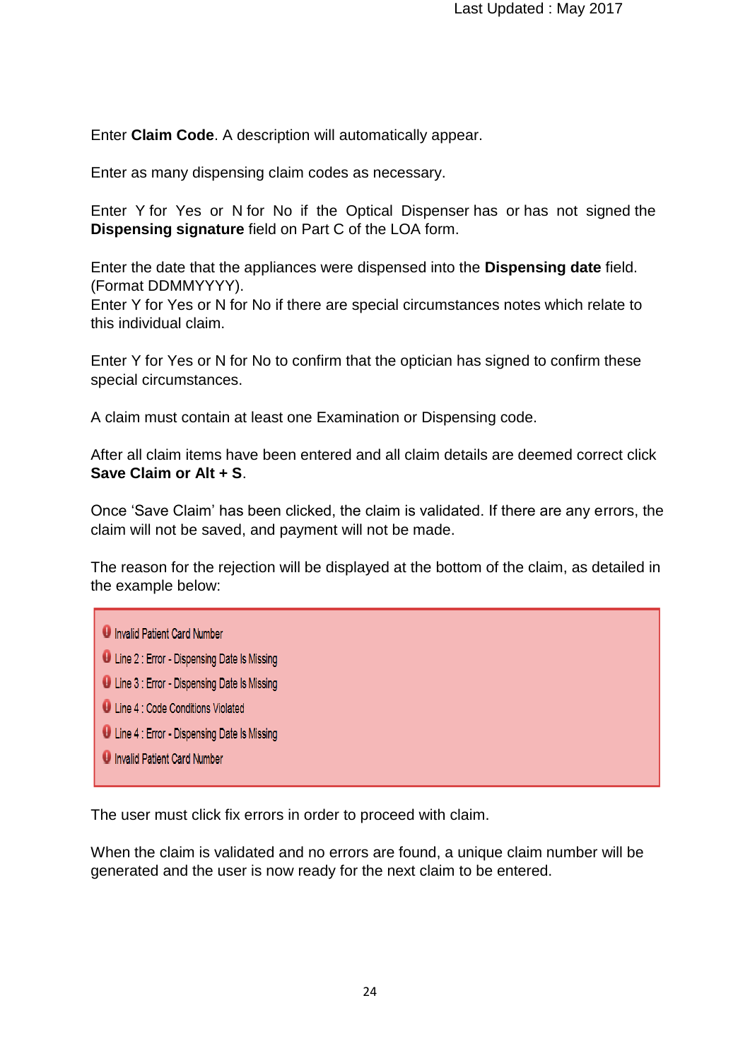Enter **Claim Code**. A description will automatically appear.

Enter as many dispensing claim codes as necessary.

Enter Y for Yes or N for No if the Optical Dispenser has or has not signed the **Dispensing signature** field on Part C of the LOA form.

Enter the date that the appliances were dispensed into the **Dispensing date** field. (Format DDMMYYYY).
Enter Y for Yes or N for No if there are special circumstances notes which relate to this individual claim.

Enter Y for Yes or N for No to confirm that the optician has signed to confirm these special circumstances.

A claim must contain at least one Examination or Dispensing code.

After all claim items have been entered and all claim details are deemed correct click **Save Claim or Alt + S**.

Once 'Save Claim' has been clicked, the claim is validated. If there are any errors, the claim will not be saved, and payment will not be made.

The reason for the rejection will be displayed at the bottom of the claim, as detailed in the example below:

- Invalid Patient Card Number
- Line 2 : Error - Dispensing Date Is Missing
- Line 3 : Error - Dispensing Date Is Missing
- Line 4 : Code Conditions Violated
- Line 4 : Error - Dispensing Date Is Missing
- Invalid Patient Card Number

The user must click fix errors in order to proceed with claim.

When the claim is validated and no errors are found, a unique claim number will be generated and the user is now ready for the next claim to be entered.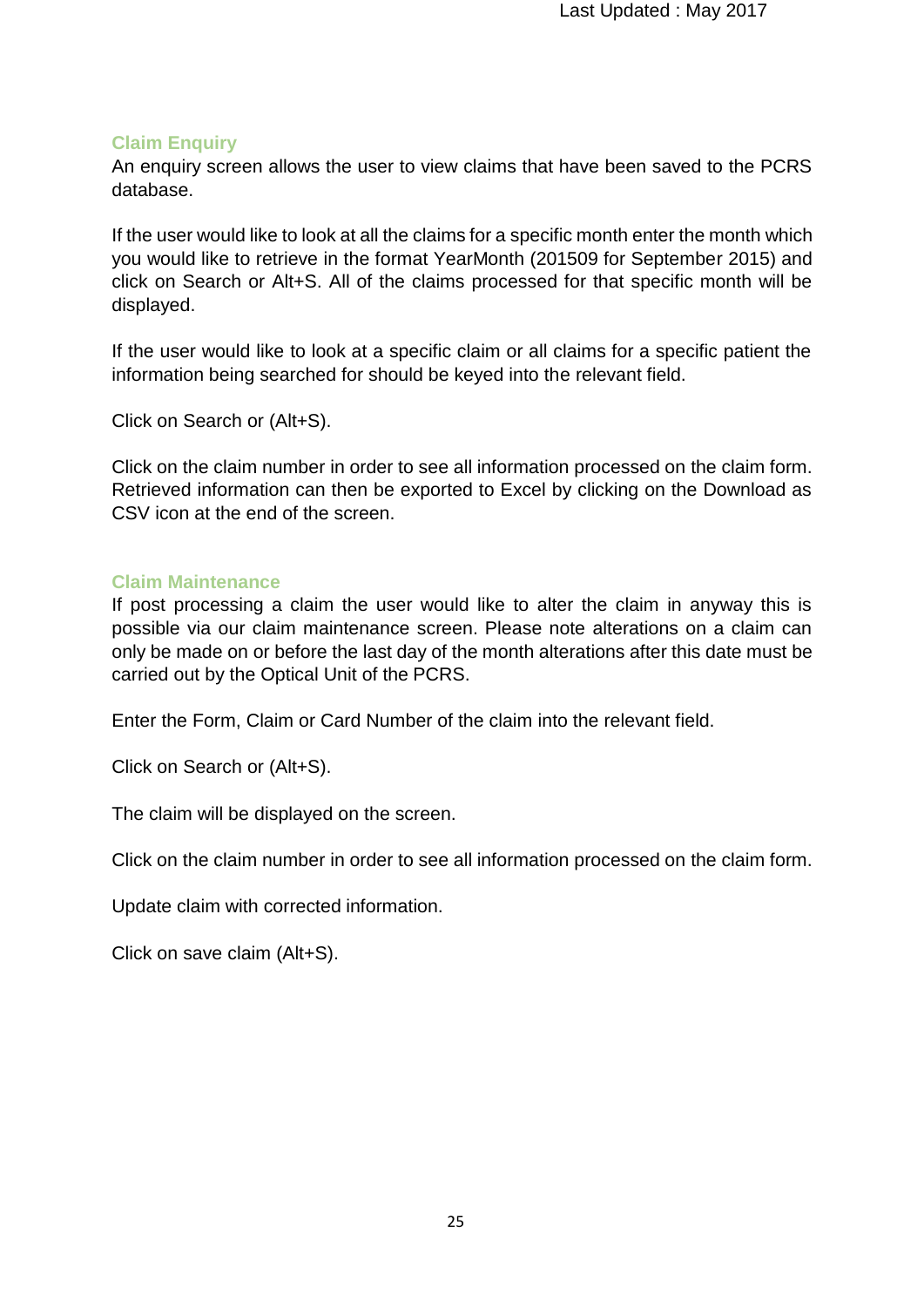## Claim Enquiry

An enquiry screen allows the user to view claims that have been saved to the PCRS database.

If the user would like to look at all the claims for a specific month enter the month which you would like to retrieve in the format YearMonth (201509 for September 2015) and click on Search or Alt+S. All of the claims processed for that specific month will be displayed.

If the user would like to look at a specific claim or all claims for a specific patient the information being searched for should be keyed into the relevant field.

Click on Search or (Alt+S).

Click on the claim number in order to see all information processed on the claim form. Retrieved information can then be exported to Excel by clicking on the Download as CSV icon at the end of the screen.

## Claim Maintenance

If post processing a claim the user would like to alter the claim in anyway this is possible via our claim maintenance screen. Please note alterations on a claim can only be made on or before the last day of the month alterations after this date must be carried out by the Optical Unit of the PCRS.

Enter the Form, Claim or Card Number of the claim into the relevant field.

Click on Search or (Alt+S).

The claim will be displayed on the screen.

Click on the claim number in order to see all information processed on the claim form.

Update claim with corrected information.

Click on save claim (Alt+S).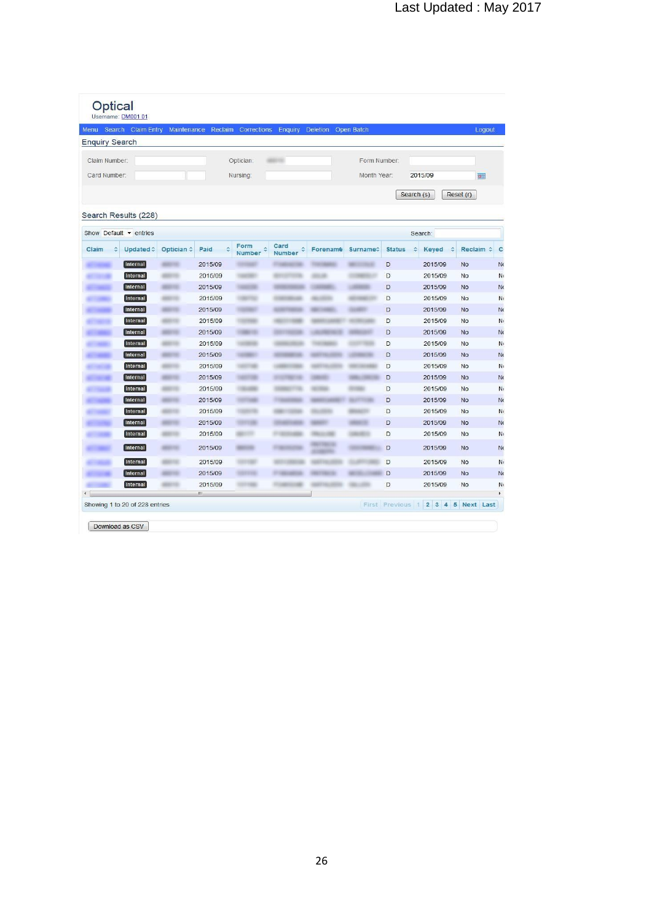Last Updated : May 2017

# Optical

Username: DM001.01

Menu | Search | Claim Entry | Maintenance | Reclaim | Corrections | Enquiry | Deletion | Open Batch | Logout

## Enquiry Search

Claim Number: | Optician: | Form Number:

Card Number: | Nursing: | Month Year: 2015/09

Search (s) | Reset (r)

## Search Results (228)

Show Default entries | Search:

| Claim | Updated | Optician | Paid | Form Number | Card Number | Forename | Surname | Status | Keyed | Reclaim | C |
|---|---|---|---|---|---|---|---|---|---|---|---|
| | Internal | | 2015/09 | | | | | D | 2015/09 | No | No |
| | Internal | | 2015/09 | | | | | D | 2015/09 | No | No |
| | Internal | | 2015/09 | | | | | D | 2015/09 | No | No |
| | Internal | | 2015/09 | | | | | D | 2015/09 | No | No |
| | Internal | | 2015/09 | | | | | D | 2015/09 | No | No |
| | Internal | | 2015/09 | | | | | D | 2015/09 | No | No |
| | Internal | | 2015/09 | | | | | D | 2015/09 | No | No |
| | Internal | | 2015/09 | | | | | D | 2015/09 | No | No |
| | Internal | | 2015/09 | | | | | D | 2015/09 | No | No |
| | Internal | | 2015/09 | | | | | D | 2015/09 | No | No |
| | Internal | | 2015/09 | | | | | D | 2015/09 | No | No |
| | Internal | | 2015/09 | | | | | D | 2015/09 | No | No |
| | Internal | | 2015/09 | | | | | D | 2015/09 | No | No |
| | Internal | | 2015/09 | | | | | D | 2015/09 | No | No |
| | Internal | | 2015/09 | | | | | D | 2015/09 | No | No |
| | Internal | | 2015/09 | | | | | D | 2015/09 | No | No |
| | Internal | | 2015/09 | | | | | D | 2015/09 | No | No |
| | Internal | | 2015/09 | | | | | D | 2015/09 | No | No |
| | Internal | | 2015/09 | | | | | D | 2015/09 | No | No |
| | Internal | | 2015/09 | | | | | D | 2015/09 | No | No |

Showing 1 to 20 of 228 entries | First | Previous | 1 | 2 | 3 | 4 | 5 | Next | Last

Download as CSV